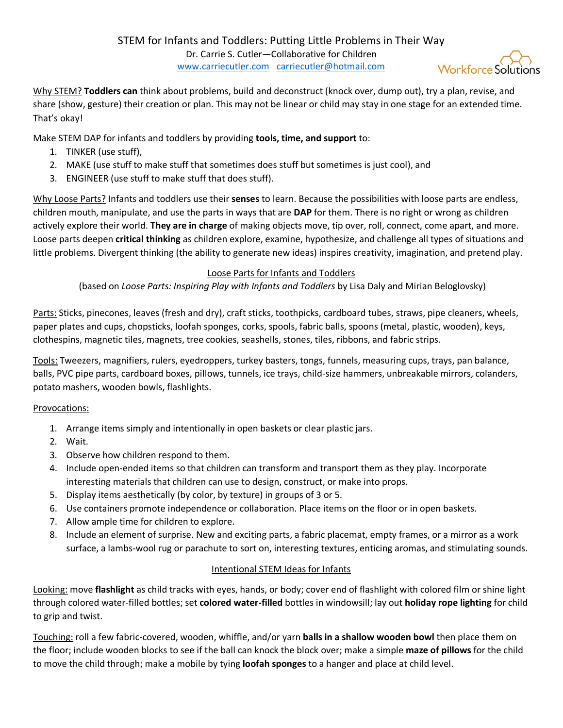# STEM for Infants and Toddlers: Putting Little Problems in Their Way

Dr. Carrie S. Cutler—Collaborative for Children

www.carriecutler.com carriecutler@hotmail.com

Workforce Solutions

Why STEM? **Toddlers can** think about problems, build and deconstruct (knock over, dump out), try a plan, revise, and share (show, gesture) their creation or plan. This may not be linear or child may stay in one stage for an extended time. That's okay!

Make STEM DAP for infants and toddlers by providing **tools, time, and support** to:

1. TINKER (use stuff),
2. MAKE (use stuff to make stuff that sometimes does stuff but sometimes is just cool), and
3. ENGINEER (use stuff to make stuff that does stuff).

Why Loose Parts? Infants and toddlers use their **senses** to learn. Because the possibilities with loose parts are endless, children mouth, manipulate, and use the parts in ways that are **DAP** for them. There is no right or wrong as children actively explore their world. **They are in charge** of making objects move, tip over, roll, connect, come apart, and more. Loose parts deepen **critical thinking** as children explore, examine, hypothesize, and challenge all types of situations and little problems. Divergent thinking (the ability to generate new ideas) inspires creativity, imagination, and pretend play.

## Loose Parts for Infants and Toddlers

(based on *Loose Parts: Inspiring Play with Infants and Toddlers* by Lisa Daly and Mirian Beloglovsky)

Parts: Sticks, pinecones, leaves (fresh and dry), craft sticks, toothpicks, cardboard tubes, straws, pipe cleaners, wheels, paper plates and cups, chopsticks, loofah sponges, corks, spools, fabric balls, spoons (metal, plastic, wooden), keys, clothespins, magnetic tiles, magnets, tree cookies, seashells, stones, tiles, ribbons, and fabric strips.

Tools: Tweezers, magnifiers, rulers, eyedroppers, turkey basters, tongs, funnels, measuring cups, trays, pan balance, balls, PVC pipe parts, cardboard boxes, pillows, tunnels, ice trays, child-size hammers, unbreakable mirrors, colanders, potato mashers, wooden bowls, flashlights.

Provocations:

1. Arrange items simply and intentionally in open baskets or clear plastic jars.
2. Wait.
3. Observe how children respond to them.
4. Include open-ended items so that children can transform and transport them as they play. Incorporate interesting materials that children can use to design, construct, or make into props.
5. Display items aesthetically (by color, by texture) in groups of 3 or 5.
6. Use containers promote independence or collaboration. Place items on the floor or in open baskets.
7. Allow ample time for children to explore.
8. Include an element of surprise. New and exciting parts, a fabric placemat, empty frames, or a mirror as a work surface, a lambs-wool rug or parachute to sort on, interesting textures, enticing aromas, and stimulating sounds.

## Intentional STEM Ideas for Infants

Looking: move **flashlight** as child tracks with eyes, hands, or body; cover end of flashlight with colored film or shine light through colored water-filled bottles; set **colored water-filled** bottles in windowsill; lay out **holiday rope lighting** for child to grip and twist.

Touching: roll a few fabric-covered, wooden, whiffle, and/or yarn **balls in a shallow wooden bowl** then place them on the floor; include wooden blocks to see if the ball can knock the block over; make a simple **maze of pillows** for the child to move the child through; make a mobile by tying **loofah sponges** to a hanger and place at child level.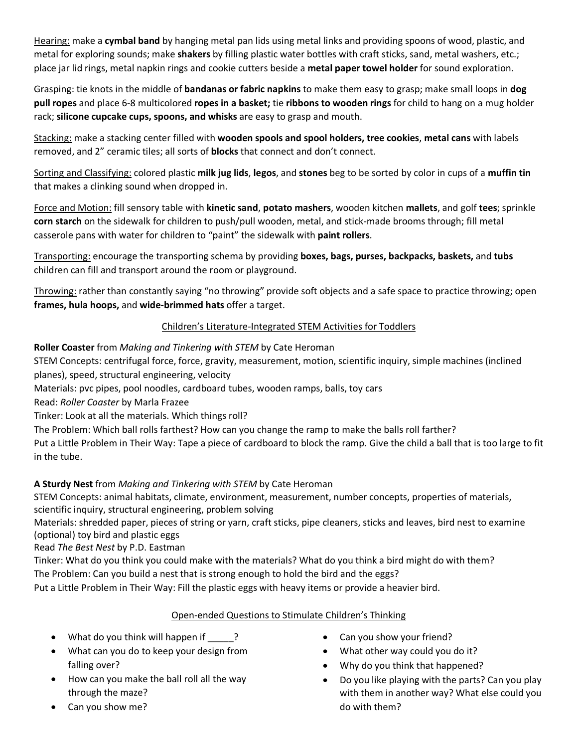<u>Hearing:</u> make a **cymbal band** by hanging metal pan lids using metal links and providing spoons of wood, plastic, and metal for exploring sounds; make **shakers** by filling plastic water bottles with craft sticks, sand, metal washers, etc.; place jar lid rings, metal napkin rings and cookie cutters beside a **metal paper towel holder** for sound exploration.

<u>Grasping:</u> tie knots in the middle of **bandanas or fabric napkins** to make them easy to grasp; make small loops in **dog pull ropes** and place 6-8 multicolored **ropes in a basket;** tie **ribbons to wooden rings** for child to hang on a mug holder rack; **silicone cupcake cups, spoons, and whisks** are easy to grasp and mouth.

<u>Stacking:</u> make a stacking center filled with **wooden spools and spool holders, tree cookies**, **metal cans** with labels removed, and 2" ceramic tiles; all sorts of **blocks** that connect and don't connect.

<u>Sorting and Classifying:</u> colored plastic **milk jug lids**, **legos**, and **stones** beg to be sorted by color in cups of a **muffin tin** that makes a clinking sound when dropped in.

<u>Force and Motion:</u> fill sensory table with **kinetic sand**, **potato mashers**, wooden kitchen **mallets**, and golf **tees**; sprinkle **corn starch** on the sidewalk for children to push/pull wooden, metal, and stick-made brooms through; fill metal casserole pans with water for children to "paint" the sidewalk with **paint rollers**.

<u>Transporting:</u> encourage the transporting schema by providing **boxes, bags, purses, backpacks, baskets,** and **tubs** children can fill and transport around the room or playground.

<u>Throwing:</u> rather than constantly saying "no throwing" provide soft objects and a safe space to practice throwing; open **frames, hula hoops,** and **wide-brimmed hats** offer a target.

## <u>Children's Literature-Integrated STEM Activities for Toddlers</u>

**Roller Coaster** from *Making and Tinkering with STEM* by Cate Heroman
STEM Concepts: centrifugal force, force, gravity, measurement, motion, scientific inquiry, simple machines (inclined planes), speed, structural engineering, velocity
Materials: pvc pipes, pool noodles, cardboard tubes, wooden ramps, balls, toy cars
Read: *Roller Coaster* by Marla Frazee
Tinker: Look at all the materials. Which things roll?
The Problem: Which ball rolls farthest? How can you change the ramp to make the balls roll farther?
Put a Little Problem in Their Way: Tape a piece of cardboard to block the ramp. Give the child a ball that is too large to fit in the tube.

**A Sturdy Nest** from *Making and Tinkering with STEM* by Cate Heroman
STEM Concepts: animal habitats, climate, environment, measurement, number concepts, properties of materials, scientific inquiry, structural engineering, problem solving
Materials: shredded paper, pieces of string or yarn, craft sticks, pipe cleaners, sticks and leaves, bird nest to examine (optional) toy bird and plastic eggs
Read *The Best Nest* by P.D. Eastman
Tinker: What do you think you could make with the materials? What do you think a bird might do with them?
The Problem: Can you build a nest that is strong enough to hold the bird and the eggs?
Put a Little Problem in Their Way: Fill the plastic eggs with heavy items or provide a heavier bird.

## <u>Open-ended Questions to Stimulate Children's Thinking</u>

- What do you think will happen if _____?
- What can you do to keep your design from falling over?
- How can you make the ball roll all the way through the maze?
- Can you show me?
- Can you show your friend?
- What other way could you do it?
- Why do you think that happened?
- Do you like playing with the parts? Can you play with them in another way? What else could you do with them?